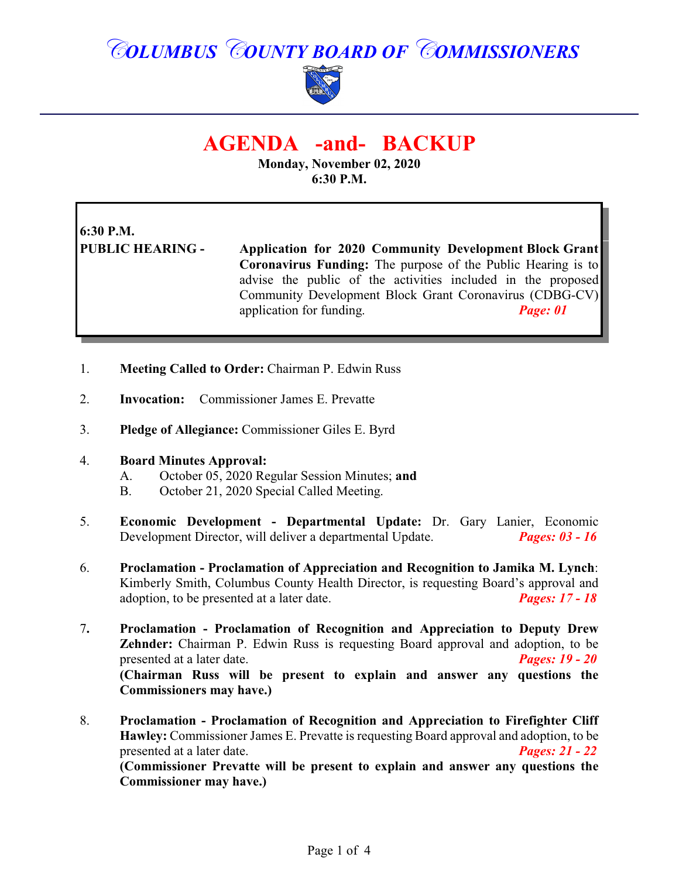# COLUMBUS COUNTY BOARD OF COMMISSIONERS

## AGENDA -and- BACKUP

**Monday, November 02, 2020**
**6:30 P.M.**

**6:30 P.M.**
**PUBLIC HEARING -** **Application for 2020 Community Development Block Grant Coronavirus Funding:** The purpose of the Public Hearing is to advise the public of the activities included in the proposed Community Development Block Grant Coronavirus (CDBG-CV) application for funding. ***Page: 01***

1. **Meeting Called to Order:** Chairman P. Edwin Russ

2. **Invocation:** Commissioner James E. Prevatte

3. **Pledge of Allegiance:** Commissioner Giles E. Byrd

4. **Board Minutes Approval:**
   - A. October 05, 2020 Regular Session Minutes; **and**
   - B. October 21, 2020 Special Called Meeting.

5. **Economic Development - Departmental Update:** Dr. Gary Lanier, Economic Development Director, will deliver a departmental Update. ***Pages: 03 - 16***

6. **Proclamation - Proclamation of Appreciation and Recognition to Jamika M. Lynch**: Kimberly Smith, Columbus County Health Director, is requesting Board's approval and adoption, to be presented at a later date. ***Pages: 17 - 18***

7. **Proclamation - Proclamation of Recognition and Appreciation to Deputy Drew Zehnder:** Chairman P. Edwin Russ is requesting Board approval and adoption, to be presented at a later date. ***Pages: 19 - 20***
   **(Chairman Russ will be present to explain and answer any questions the Commissioners may have.)**

8. **Proclamation - Proclamation of Recognition and Appreciation to Firefighter Cliff Hawley:** Commissioner James E. Prevatte is requesting Board approval and adoption, to be presented at a later date. ***Pages: 21 - 22***
   **(Commissioner Prevatte will be present to explain and answer any questions the Commissioner may have.)**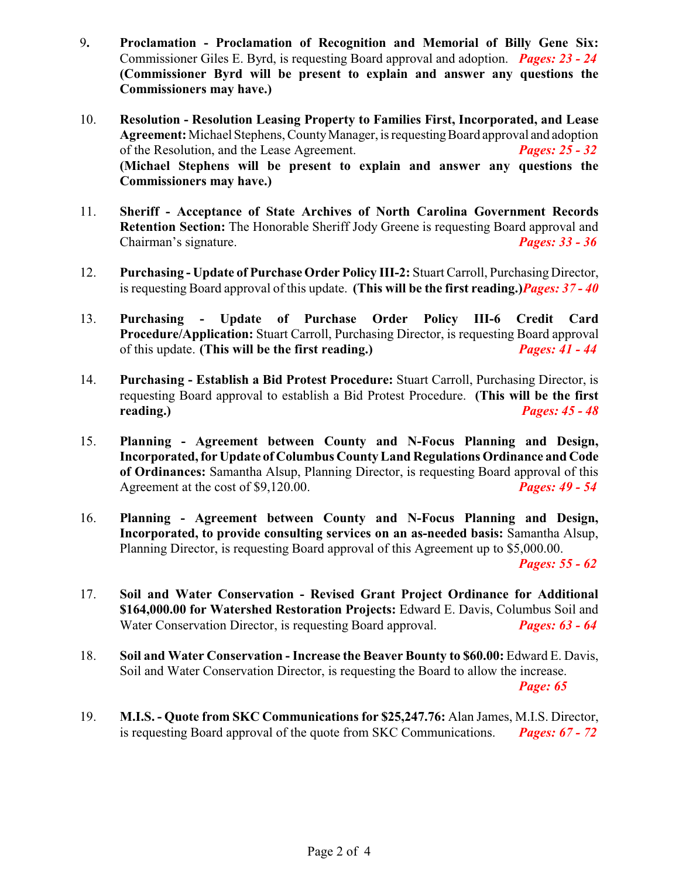9. **Proclamation - Proclamation of Recognition and Memorial of Billy Gene Six:** Commissioner Giles E. Byrd, is requesting Board approval and adoption. ***Pages: 23 - 24*** **(Commissioner Byrd will be present to explain and answer any questions the Commissioners may have.)**

10. **Resolution - Resolution Leasing Property to Families First, Incorporated, and Lease Agreement:** Michael Stephens, County Manager, is requesting Board approval and adoption of the Resolution, and the Lease Agreement. ***Pages: 25 - 32*** **(Michael Stephens will be present to explain and answer any questions the Commissioners may have.)**

11. **Sheriff - Acceptance of State Archives of North Carolina Government Records Retention Section:** The Honorable Sheriff Jody Greene is requesting Board approval and Chairman's signature. ***Pages: 33 - 36***

12. **Purchasing - Update of Purchase Order Policy III-2:** Stuart Carroll, Purchasing Director, is requesting Board approval of this update. **(This will be the first reading.)** ***Pages: 37 - 40***

13. **Purchasing - Update of Purchase Order Policy III-6 Credit Card Procedure/Application:** Stuart Carroll, Purchasing Director, is requesting Board approval of this update. **(This will be the first reading.)** ***Pages: 41 - 44***

14. **Purchasing - Establish a Bid Protest Procedure:** Stuart Carroll, Purchasing Director, is requesting Board approval to establish a Bid Protest Procedure. **(This will be the first reading.)** ***Pages: 45 - 48***

15. **Planning - Agreement between County and N-Focus Planning and Design, Incorporated, for Update of Columbus County Land Regulations Ordinance and Code of Ordinances:** Samantha Alsup, Planning Director, is requesting Board approval of this Agreement at the cost of $9,120.00. ***Pages: 49 - 54***

16. **Planning - Agreement between County and N-Focus Planning and Design, Incorporated, to provide consulting services on an as-needed basis:** Samantha Alsup, Planning Director, is requesting Board approval of this Agreement up to $5,000.00. ***Pages: 55 - 62***

17. **Soil and Water Conservation - Revised Grant Project Ordinance for Additional $164,000.00 for Watershed Restoration Projects:** Edward E. Davis, Columbus Soil and Water Conservation Director, is requesting Board approval. ***Pages: 63 - 64***

18. **Soil and Water Conservation - Increase the Beaver Bounty to $60.00:** Edward E. Davis, Soil and Water Conservation Director, is requesting the Board to allow the increase. ***Page: 65***

19. **M.I.S. - Quote from SKC Communications for $25,247.76:** Alan James, M.I.S. Director, is requesting Board approval of the quote from SKC Communications. ***Pages: 67 - 72***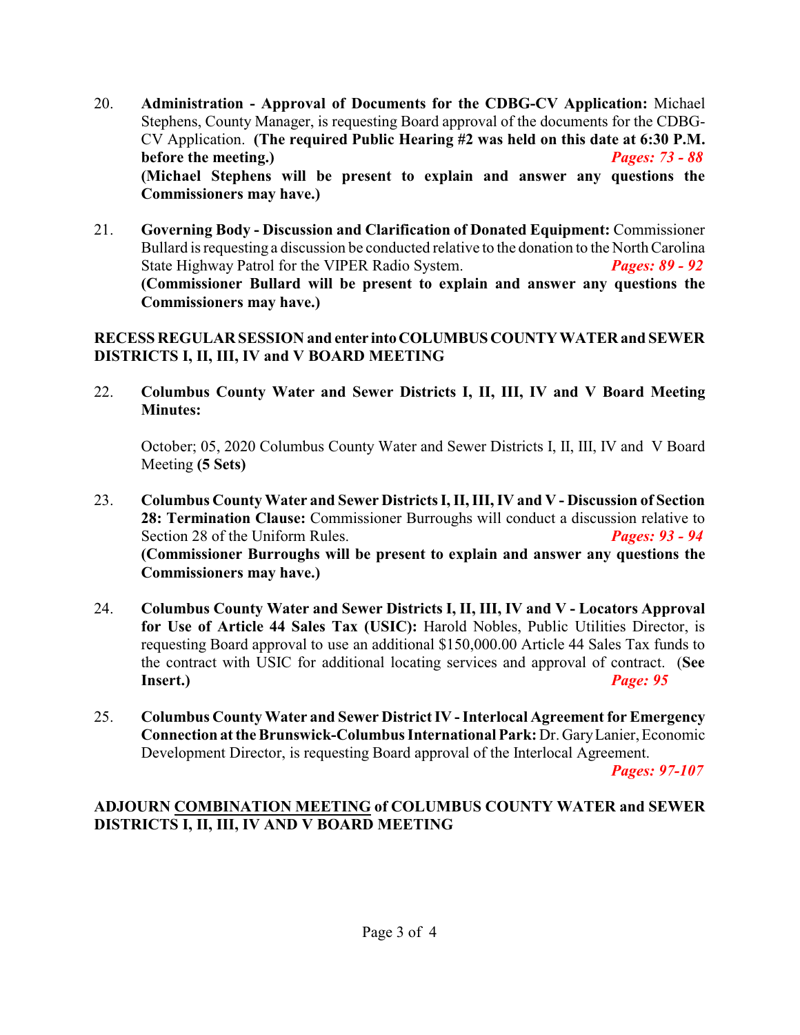20. **Administration - Approval of Documents for the CDBG-CV Application:** Michael Stephens, County Manager, is requesting Board approval of the documents for the CDBG-CV Application. **(The required Public Hearing #2 was held on this date at 6:30 P.M. before the meeting.)** ***Pages: 73 - 88***
**(Michael Stephens will be present to explain and answer any questions the Commissioners may have.)**

21. **Governing Body - Discussion and Clarification of Donated Equipment:** Commissioner Bullard is requesting a discussion be conducted relative to the donation to the North Carolina State Highway Patrol for the VIPER Radio System. ***Pages: 89 - 92***
**(Commissioner Bullard will be present to explain and answer any questions the Commissioners may have.)**

**RECESS REGULAR SESSION and enter into COLUMBUS COUNTY WATER and SEWER DISTRICTS I, II, III, IV and V BOARD MEETING**

22. **Columbus County Water and Sewer Districts I, II, III, IV and V Board Meeting Minutes:**

    October; 05, 2020 Columbus County Water and Sewer Districts I, II, III, IV and V Board Meeting **(5 Sets)**

23. **Columbus County Water and Sewer Districts I, II, III, IV and V - Discussion of Section 28: Termination Clause:** Commissioner Burroughs will conduct a discussion relative to Section 28 of the Uniform Rules. ***Pages: 93 - 94***
**(Commissioner Burroughs will be present to explain and answer any questions the Commissioners may have.)**

24. **Columbus County Water and Sewer Districts I, II, III, IV and V - Locators Approval for Use of Article 44 Sales Tax (USIC):** Harold Nobles, Public Utilities Director, is requesting Board approval to use an additional $150,000.00 Article 44 Sales Tax funds to the contract with USIC for additional locating services and approval of contract. (**See Insert.)** ***Page: 95***

25. **Columbus County Water and Sewer District IV - Interlocal Agreement for Emergency Connection at the Brunswick-Columbus International Park:** Dr. Gary Lanier, Economic Development Director, is requesting Board approval of the Interlocal Agreement. ***Pages: 97-107***

**ADJOURN <u>COMBINATION MEETING</u> of COLUMBUS COUNTY WATER and SEWER DISTRICTS I, II, III, IV AND V BOARD MEETING**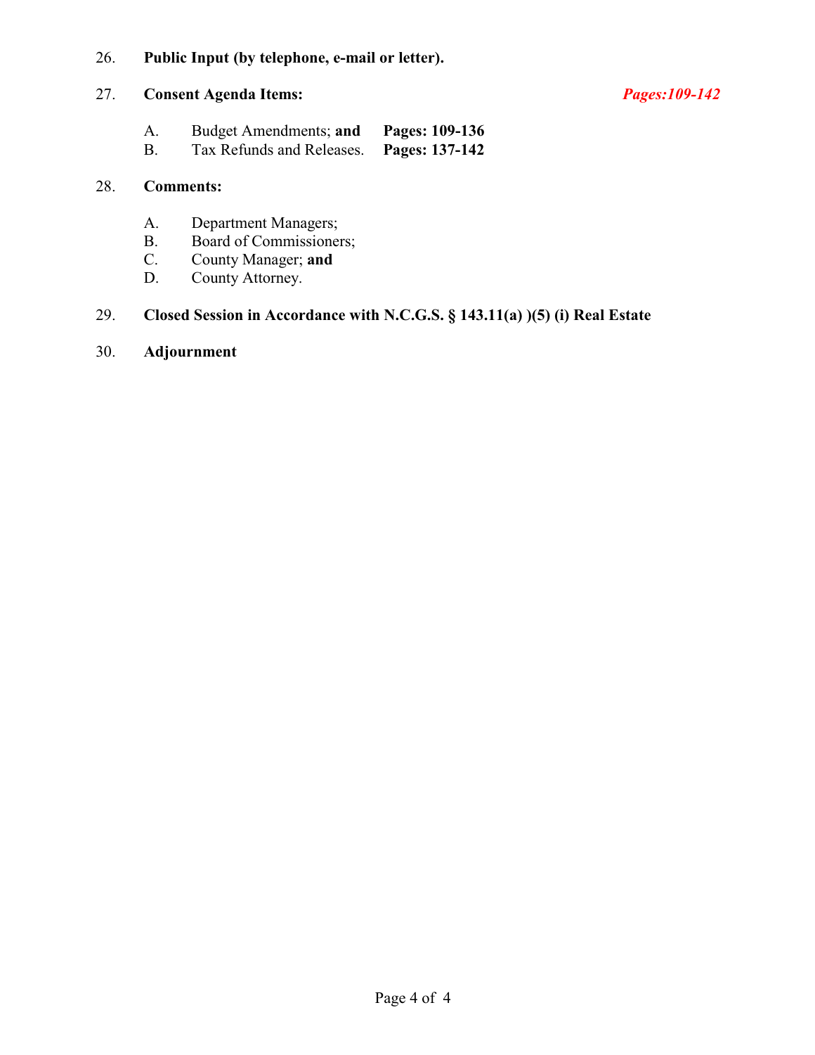26. **Public Input (by telephone, e-mail or letter).**

27. **Consent Agenda Items:** ***Pages:109-142***

    A. Budget Amendments; **and** **Pages: 109-136**
    B. Tax Refunds and Releases. **Pages: 137-142**

28. **Comments:**

    A. Department Managers;
    B. Board of Commissioners;
    C. County Manager; **and**
    D. County Attorney.

29. **Closed Session in Accordance with N.C.G.S. § 143.11(a) )(5) (i) Real Estate**

30. **Adjournment**